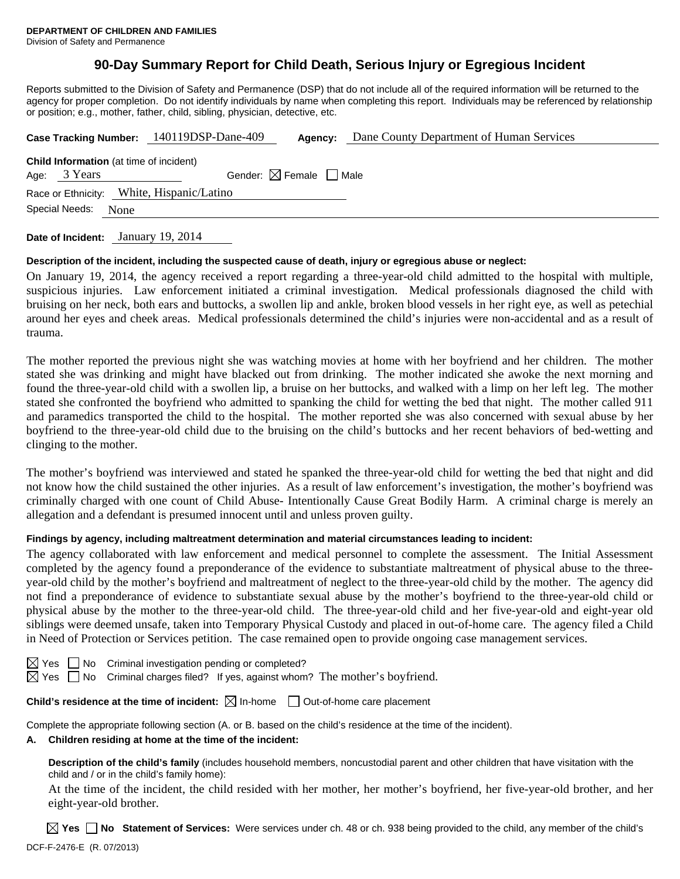**DEPARTMENT OF CHILDREN AND FAMILIES**
Division of Safety and Permanence

# 90-Day Summary Report for Child Death, Serious Injury or Egregious Incident

Reports submitted to the Division of Safety and Permanence (DSP) that do not include all of the required information will be returned to the agency for proper completion. Do not identify individuals by name when completing this report. Individuals may be referenced by relationship or position; e.g., mother, father, child, sibling, physician, detective, etc.

**Case Tracking Number:** 140119DSP-Dane-409 **Agency:** Dane County Department of Human Services

**Child Information** (at time of incident)
Age: 3 Years Gender: ☒ Female ☐ Male
Race or Ethnicity: White, Hispanic/Latino
Special Needs: None

**Date of Incident:** January 19, 2014

**Description of the incident, including the suspected cause of death, injury or egregious abuse or neglect:**

On January 19, 2014, the agency received a report regarding a three-year-old child admitted to the hospital with multiple, suspicious injuries. Law enforcement initiated a criminal investigation. Medical professionals diagnosed the child with bruising on her neck, both ears and buttocks, a swollen lip and ankle, broken blood vessels in her right eye, as well as petechial around her eyes and cheek areas. Medical professionals determined the child's injuries were non-accidental and as a result of trauma.

The mother reported the previous night she was watching movies at home with her boyfriend and her children. The mother stated she was drinking and might have blacked out from drinking. The mother indicated she awoke the next morning and found the three-year-old child with a swollen lip, a bruise on her buttocks, and walked with a limp on her left leg. The mother stated she confronted the boyfriend who admitted to spanking the child for wetting the bed that night. The mother called 911 and paramedics transported the child to the hospital. The mother reported she was also concerned with sexual abuse by her boyfriend to the three-year-old child due to the bruising on the child's buttocks and her recent behaviors of bed-wetting and clinging to the mother.

The mother's boyfriend was interviewed and stated he spanked the three-year-old child for wetting the bed that night and did not know how the child sustained the other injuries. As a result of law enforcement's investigation, the mother's boyfriend was criminally charged with one count of Child Abuse- Intentionally Cause Great Bodily Harm. A criminal charge is merely an allegation and a defendant is presumed innocent until and unless proven guilty.

**Findings by agency, including maltreatment determination and material circumstances leading to incident:**

The agency collaborated with law enforcement and medical personnel to complete the assessment. The Initial Assessment completed by the agency found a preponderance of the evidence to substantiate maltreatment of physical abuse to the three-year-old child by the mother's boyfriend and maltreatment of neglect to the three-year-old child by the mother. The agency did not find a preponderance of evidence to substantiate sexual abuse by the mother's boyfriend to the three-year-old child or physical abuse by the mother to the three-year-old child. The three-year-old child and her five-year-old and eight-year old siblings were deemed unsafe, taken into Temporary Physical Custody and placed in out-of-home care. The agency filed a Child in Need of Protection or Services petition. The case remained open to provide ongoing case management services.

☒ Yes ☐ No Criminal investigation pending or completed?
☒ Yes ☐ No Criminal charges filed? If yes, against whom? The mother's boyfriend.

**Child's residence at the time of incident:** ☒ In-home ☐ Out-of-home care placement

Complete the appropriate following section (A. or B. based on the child's residence at the time of the incident).

**A. Children residing at home at the time of the incident:**

**Description of the child's family** (includes household members, noncustodial parent and other children that have visitation with the child and / or in the child's family home):

At the time of the incident, the child resided with her mother, her mother's boyfriend, her five-year-old brother, and her eight-year-old brother.

☒ **Yes** ☐ **No** **Statement of Services:** Were services under ch. 48 or ch. 938 being provided to the child, any member of the child's

DCF-F-2476-E (R. 07/2013)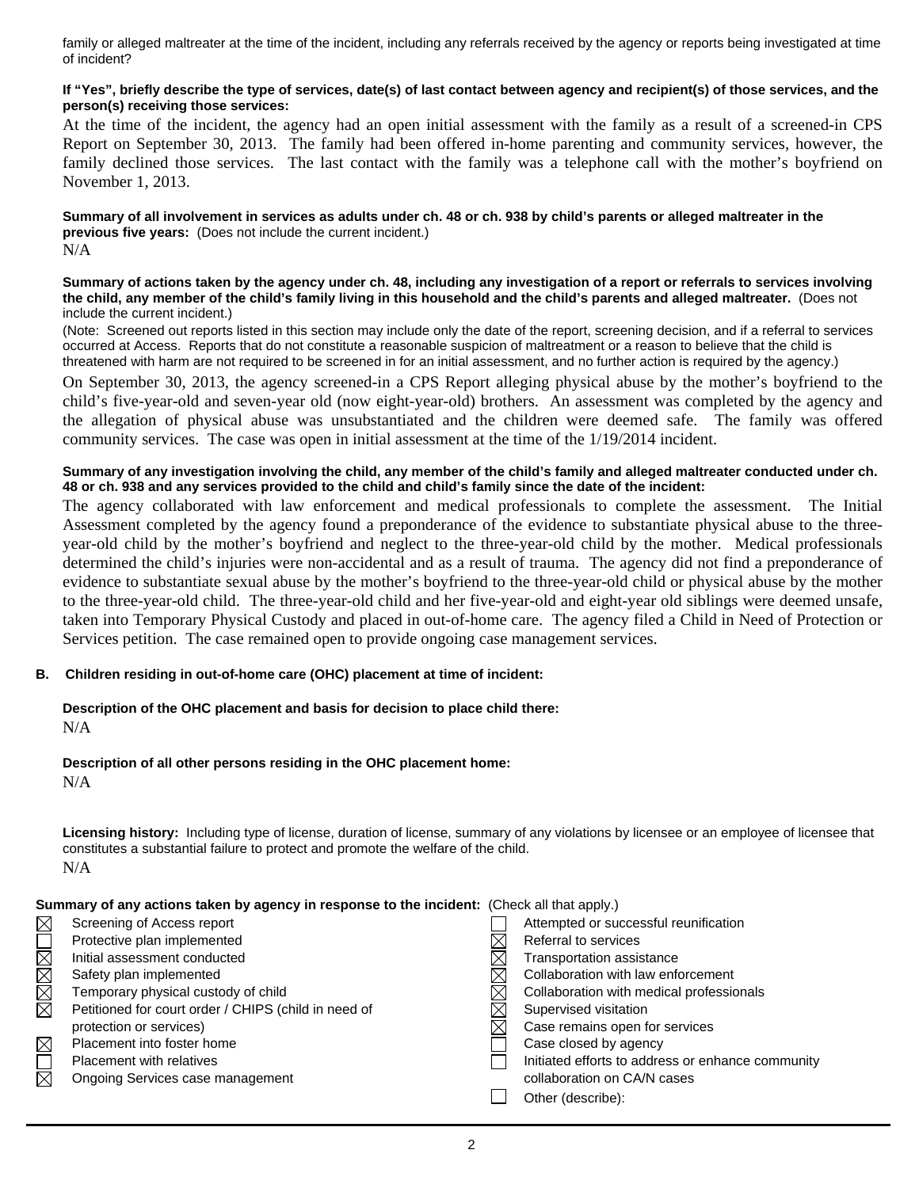family or alleged maltreater at the time of the incident, including any referrals received by the agency or reports being investigated at time of incident?

**If "Yes", briefly describe the type of services, date(s) of last contact between agency and recipient(s) of those services, and the person(s) receiving those services:**

At the time of the incident, the agency had an open initial assessment with the family as a result of a screened-in CPS Report on September 30, 2013. The family had been offered in-home parenting and community services, however, the family declined those services. The last contact with the family was a telephone call with the mother's boyfriend on November 1, 2013.

**Summary of all involvement in services as adults under ch. 48 or ch. 938 by child's parents or alleged maltreater in the previous five years:** (Does not include the current incident.)

N/A

**Summary of actions taken by the agency under ch. 48, including any investigation of a report or referrals to services involving the child, any member of the child's family living in this household and the child's parents and alleged maltreater.** (Does not include the current incident.)

(Note: Screened out reports listed in this section may include only the date of the report, screening decision, and if a referral to services occurred at Access. Reports that do not constitute a reasonable suspicion of maltreatment or a reason to believe that the child is threatened with harm are not required to be screened in for an initial assessment, and no further action is required by the agency.)

On September 30, 2013, the agency screened-in a CPS Report alleging physical abuse by the mother's boyfriend to the child's five-year-old and seven-year old (now eight-year-old) brothers. An assessment was completed by the agency and the allegation of physical abuse was unsubstantiated and the children were deemed safe. The family was offered community services. The case was open in initial assessment at the time of the 1/19/2014 incident.

**Summary of any investigation involving the child, any member of the child's family and alleged maltreater conducted under ch. 48 or ch. 938 and any services provided to the child and child's family since the date of the incident:**

The agency collaborated with law enforcement and medical professionals to complete the assessment. The Initial Assessment completed by the agency found a preponderance of the evidence to substantiate physical abuse to the three-year-old child by the mother's boyfriend and neglect to the three-year-old child by the mother. Medical professionals determined the child's injuries were non-accidental and as a result of trauma. The agency did not find a preponderance of evidence to substantiate sexual abuse by the mother's boyfriend to the three-year-old child or physical abuse by the mother to the three-year-old child. The three-year-old child and her five-year-old and eight-year old siblings were deemed unsafe, taken into Temporary Physical Custody and placed in out-of-home care. The agency filed a Child in Need of Protection or Services petition. The case remained open to provide ongoing case management services.

**B. Children residing in out-of-home care (OHC) placement at time of incident:**

**Description of the OHC placement and basis for decision to place child there:**

N/A

**Description of all other persons residing in the OHC placement home:**

N/A

**Licensing history:** Including type of license, duration of license, summary of any violations by licensee or an employee of licensee that constitutes a substantial failure to protect and promote the welfare of the child.

N/A

**Summary of any actions taken by agency in response to the incident:** (Check all that apply.)

- ☒ Screening of Access report
- ☐ Protective plan implemented
- ☒ Initial assessment conducted
- ☒ Safety plan implemented
- ☒ Temporary physical custody of child
- ☒ Petitioned for court order / CHIPS (child in need of protection or services)
- ☒ Placement into foster home
- ☐ Placement with relatives
- ☒ Ongoing Services case management
- ☐ Attempted or successful reunification
- ☒ Referral to services
- ☒ Transportation assistance
- ☒ Collaboration with law enforcement
- ☒ Collaboration with medical professionals
- ☒ Supervised visitation
- ☒ Case remains open for services
- ☐ Case closed by agency
- ☐ Initiated efforts to address or enhance community collaboration on CA/N cases
- ☐ Other (describe):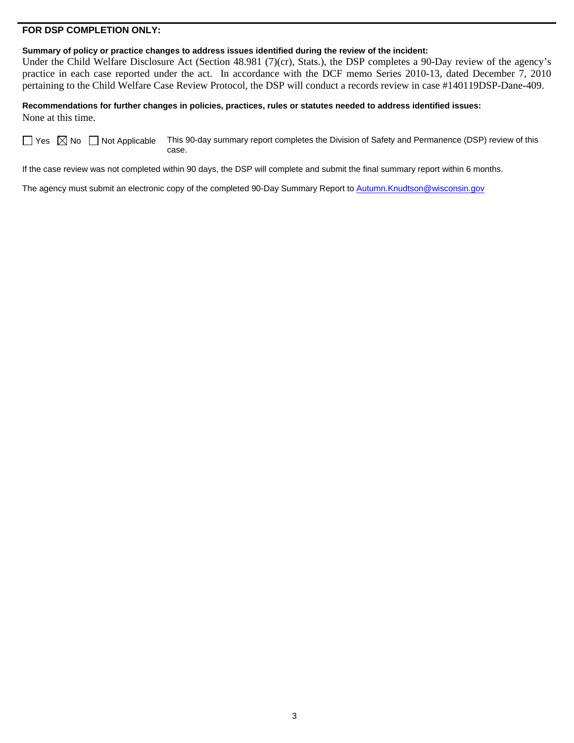**FOR DSP COMPLETION ONLY:**

**Summary of policy or practice changes to address issues identified during the review of the incident:**

Under the Child Welfare Disclosure Act (Section 48.981 (7)(cr), Stats.), the DSP completes a 90-Day review of the agency's practice in each case reported under the act. In accordance with the DCF memo Series 2010-13, dated December 7, 2010 pertaining to the Child Welfare Case Review Protocol, the DSP will conduct a records review in case #140119DSP-Dane-409.

**Recommendations for further changes in policies, practices, rules or statutes needed to address identified issues:**

None at this time.

☐ Yes ☒ No ☐ Not Applicable This 90-day summary report completes the Division of Safety and Permanence (DSP) review of this case.

If the case review was not completed within 90 days, the DSP will complete and submit the final summary report within 6 months.

The agency must submit an electronic copy of the completed 90-Day Summary Report to Autumn.Knudtson@wisconsin.gov